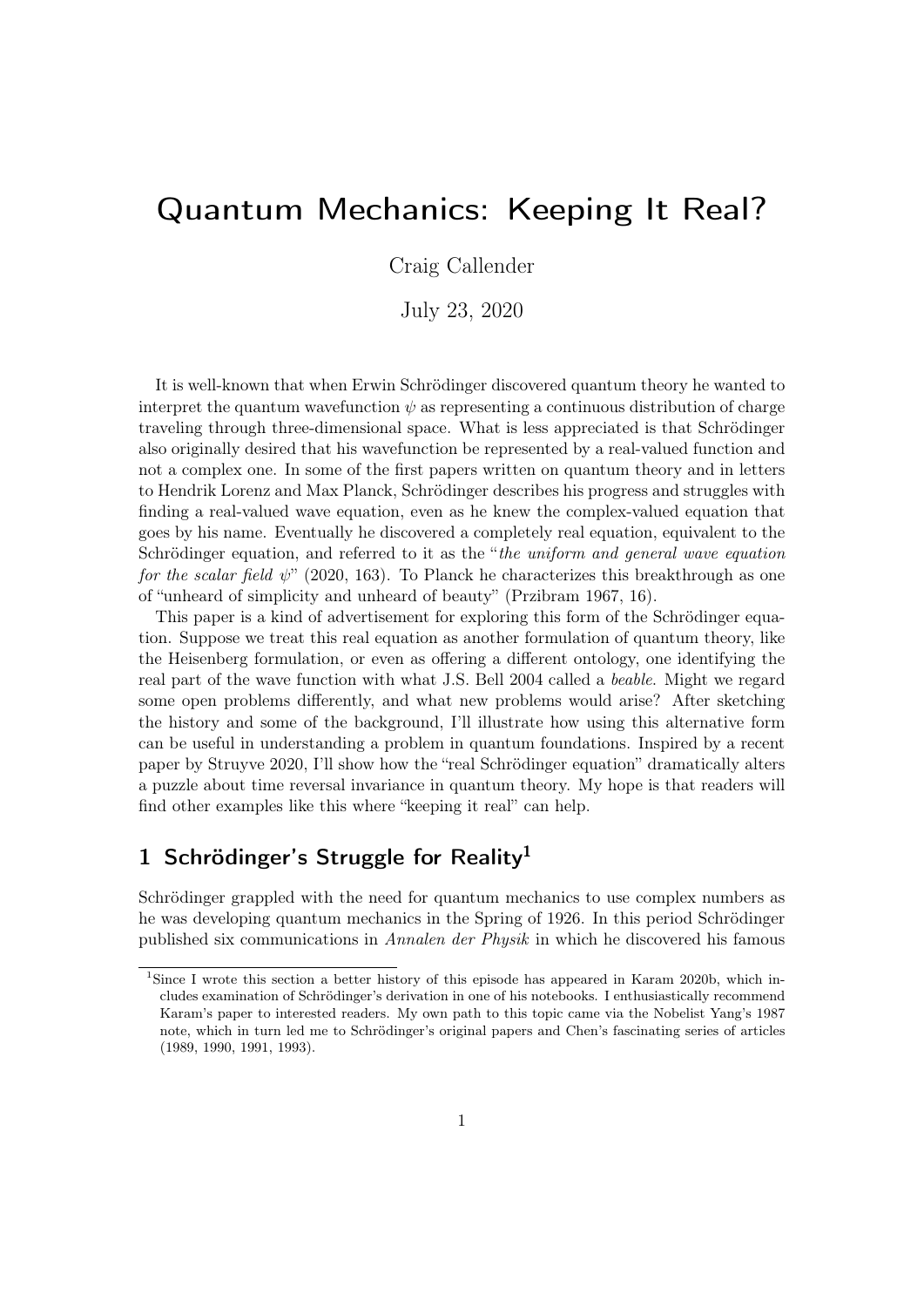# Quantum Mechanics: Keeping It Real?

Craig Callender

July 23, 2020

It is well-known that when Erwin Schrödinger discovered quantum theory he wanted to interpret the quantum wavefunction $\psi$ as representing a continuous distribution of charge traveling through three-dimensional space. What is less appreciated is that Schrödinger also originally desired that his wavefunction be represented by a real-valued function and not a complex one. In some of the first papers written on quantum theory and in letters to Hendrik Lorenz and Max Planck, Schrödinger describes his progress and struggles with finding a real-valued wave equation, even as he knew the complex-valued equation that goes by his name. Eventually he discovered a completely real equation, equivalent to the Schrödinger equation, and referred to it as the "*the uniform and general wave equation for the scalar field* $\psi$" (2020, 163). To Planck he characterizes this breakthrough as one of "unheard of simplicity and unheard of beauty" (Przibram 1967, 16).

This paper is a kind of advertisement for exploring this form of the Schrödinger equation. Suppose we treat this real equation as another formulation of quantum theory, like the Heisenberg formulation, or even as offering a different ontology, one identifying the real part of the wave function with what J.S. Bell 2004 called a *beable*. Might we regard some open problems differently, and what new problems would arise? After sketching the history and some of the background, I'll illustrate how using this alternative form can be useful in understanding a problem in quantum foundations. Inspired by a recent paper by Struyve 2020, I'll show how the "real Schrödinger equation" dramatically alters a puzzle about time reversal invariance in quantum theory. My hope is that readers will find other examples like this where "keeping it real" can help.

## 1 Schrödinger's Struggle for Reality[1]

Schrödinger grappled with the need for quantum mechanics to use complex numbers as he was developing quantum mechanics in the Spring of 1926. In this period Schrödinger published six communications in *Annalen der Physik* in which he discovered his famous

[1] Since I wrote this section a better history of this episode has appeared in Karam 2020b, which includes examination of Schrödinger's derivation in one of his notebooks. I enthusiastically recommend Karam's paper to interested readers. My own path to this topic came via the Nobelist Yang's 1987 note, which in turn led me to Schrödinger's original papers and Chen's fascinating series of articles (1989, 1990, 1991, 1993).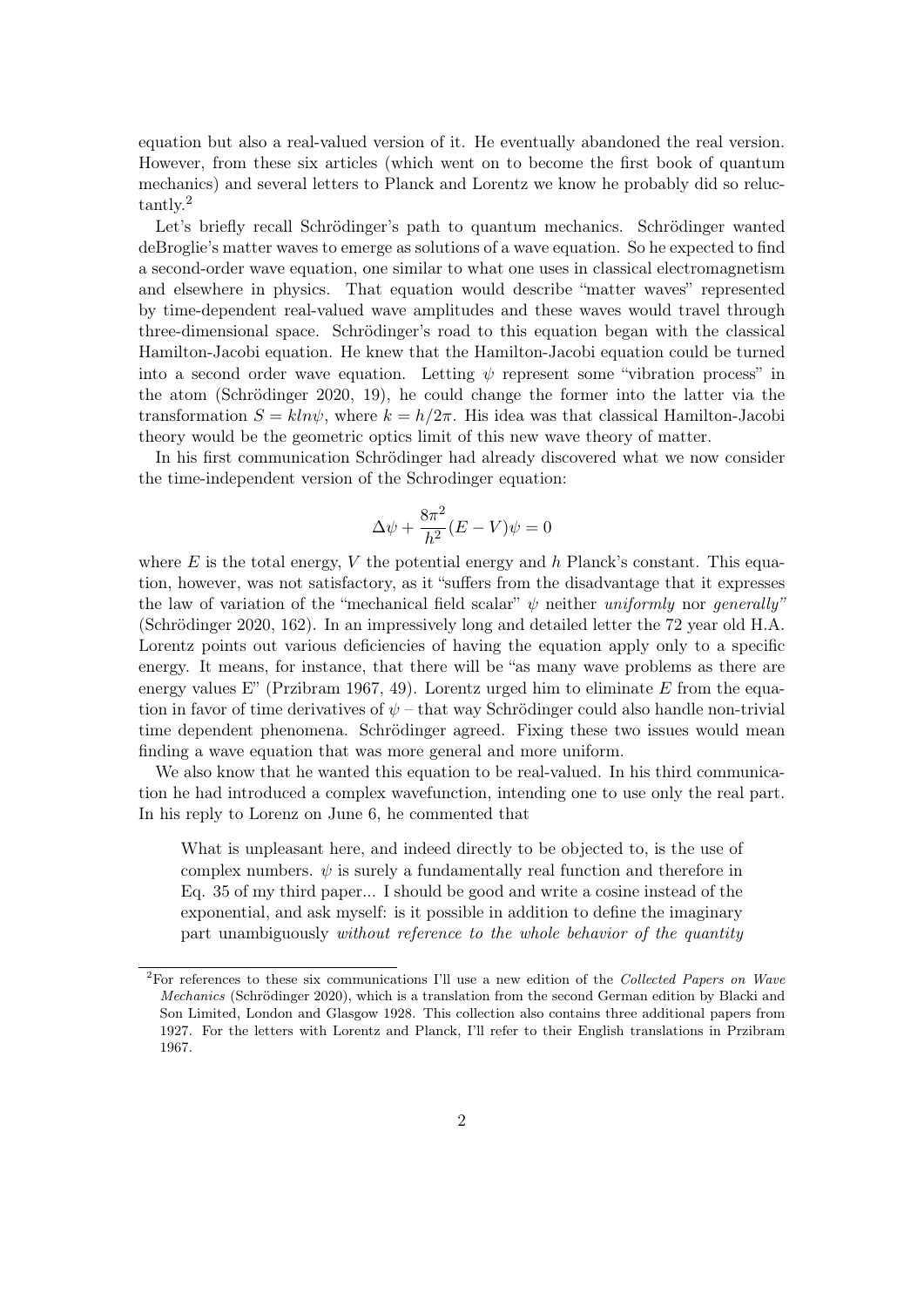equation but also a real-valued version of it. He eventually abandoned the real version. However, from these six articles (which went on to become the first book of quantum mechanics) and several letters to Planck and Lorentz we know he probably did so reluctantly.[2]

Let's briefly recall Schrödinger's path to quantum mechanics. Schrödinger wanted deBroglie's matter waves to emerge as solutions of a wave equation. So he expected to find a second-order wave equation, one similar to what one uses in classical electromagnetism and elsewhere in physics. That equation would describe "matter waves" represented by time-dependent real-valued wave amplitudes and these waves would travel through three-dimensional space. Schrödinger's road to this equation began with the classical Hamilton-Jacobi equation. He knew that the Hamilton-Jacobi equation could be turned into a second order wave equation. Letting $\psi$ represent some "vibration process" in the atom (Schrödinger 2020, 19), he could change the former into the latter via the transformation $S = k ln \psi$, where $k = h/2\pi$. His idea was that classical Hamilton-Jacobi theory would be the geometric optics limit of this new wave theory of matter.

In his first communication Schrödinger had already discovered what we now consider the time-independent version of the Schrodinger equation:

$$\Delta\psi + \frac{8\pi^2}{h^2}(E - V)\psi = 0$$

where $E$ is the total energy, $V$ the potential energy and $h$ Planck's constant. This equation, however, was not satisfactory, as it "suffers from the disadvantage that it expresses the law of variation of the "mechanical field scalar" $\psi$ neither *uniformly* nor *generally"* (Schrödinger 2020, 162). In an impressively long and detailed letter the 72 year old H.A. Lorentz points out various deficiencies of having the equation apply only to a specific energy. It means, for instance, that there will be "as many wave problems as there are energy values E" (Przibram 1967, 49). Lorentz urged him to eliminate $E$ from the equation in favor of time derivatives of $\psi$ – that way Schrödinger could also handle non-trivial time dependent phenomena. Schrödinger agreed. Fixing these two issues would mean finding a wave equation that was more general and more uniform.

We also know that he wanted this equation to be real-valued. In his third communication he had introduced a complex wavefunction, intending one to use only the real part. In his reply to Lorenz on June 6, he commented that

> What is unpleasant here, and indeed directly to be objected to, is the use of complex numbers. $\psi$ is surely a fundamentally real function and therefore in Eq. 35 of my third paper... I should be good and write a cosine instead of the exponential, and ask myself: is it possible in addition to define the imaginary part unambiguously *without reference to the whole behavior of the quantity*

[2] For references to these six communications I'll use a new edition of the *Collected Papers on Wave Mechanics* (Schrödinger 2020), which is a translation from the second German edition by Blacki and Son Limited, London and Glasgow 1928. This collection also contains three additional papers from 1927. For the letters with Lorentz and Planck, I'll refer to their English translations in Przibram 1967.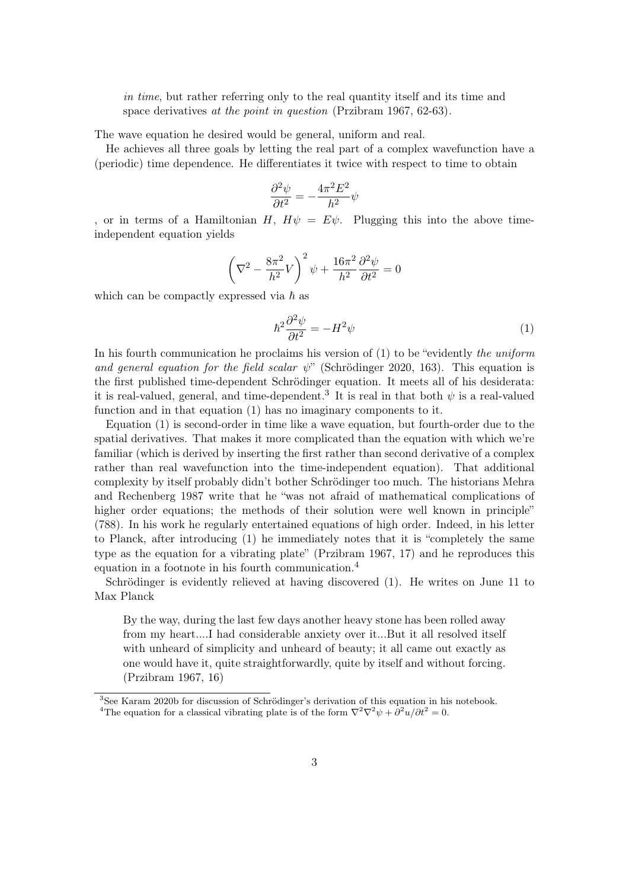*in time*, but rather referring only to the real quantity itself and its time and space derivatives *at the point in question* (Przibram 1967, 62-63).

The wave equation he desired would be general, uniform and real.

He achieves all three goals by letting the real part of a complex wavefunction have a (periodic) time dependence. He differentiates it twice with respect to time to obtain

$$\frac{\partial^2 \psi}{\partial t^2} = -\frac{4\pi^2 E^2}{h^2}\psi$$

, or in terms of a Hamiltonian $H$, $H\psi = E\psi$. Plugging this into the above time-independent equation yields

$$\left(\nabla^2 - \frac{8\pi^2}{h^2}V\right)^2 \psi + \frac{16\pi^2}{h^2}\frac{\partial^2 \psi}{\partial t^2} = 0$$

which can be compactly expressed via $\hbar$ as

$$\hbar^2 \frac{\partial^2 \psi}{\partial t^2} = -H^2 \psi \tag{1}$$

In his fourth communication he proclaims his version of (1) to be "evidently *the uniform and general equation for the field scalar* $\psi$" (Schrödinger 2020, 163). This equation is the first published time-dependent Schrödinger equation. It meets all of his desiderata: it is real-valued, general, and time-dependent.[3] It is real in that both $\psi$ is a real-valued function and in that equation (1) has no imaginary components to it.

Equation (1) is second-order in time like a wave equation, but fourth-order due to the spatial derivatives. That makes it more complicated than the equation with which we're familiar (which is derived by inserting the first rather than second derivative of a complex rather than real wavefunction into the time-independent equation). That additional complexity by itself probably didn't bother Schrödinger too much. The historians Mehra and Rechenberg 1987 write that he "was not afraid of mathematical complications of higher order equations; the methods of their solution were well known in principle" (788). In his work he regularly entertained equations of high order. Indeed, in his letter to Planck, after introducing (1) he immediately notes that it is "completely the same type as the equation for a vibrating plate" (Przibram 1967, 17) and he reproduces this equation in a footnote in his fourth communication.[4]

Schrödinger is evidently relieved at having discovered (1). He writes on June 11 to Max Planck

> By the way, during the last few days another heavy stone has been rolled away from my heart....I had considerable anxiety over it...But it all resolved itself with unheard of simplicity and unheard of beauty; it all came out exactly as one would have it, quite straightforwardly, quite by itself and without forcing. (Przibram 1967, 16)

[3]See Karam 2020b for discussion of Schrödinger's derivation of this equation in his notebook.

[4]The equation for a classical vibrating plate is of the form $\nabla^2\nabla^2\psi + \partial^2 u/\partial t^2 = 0$.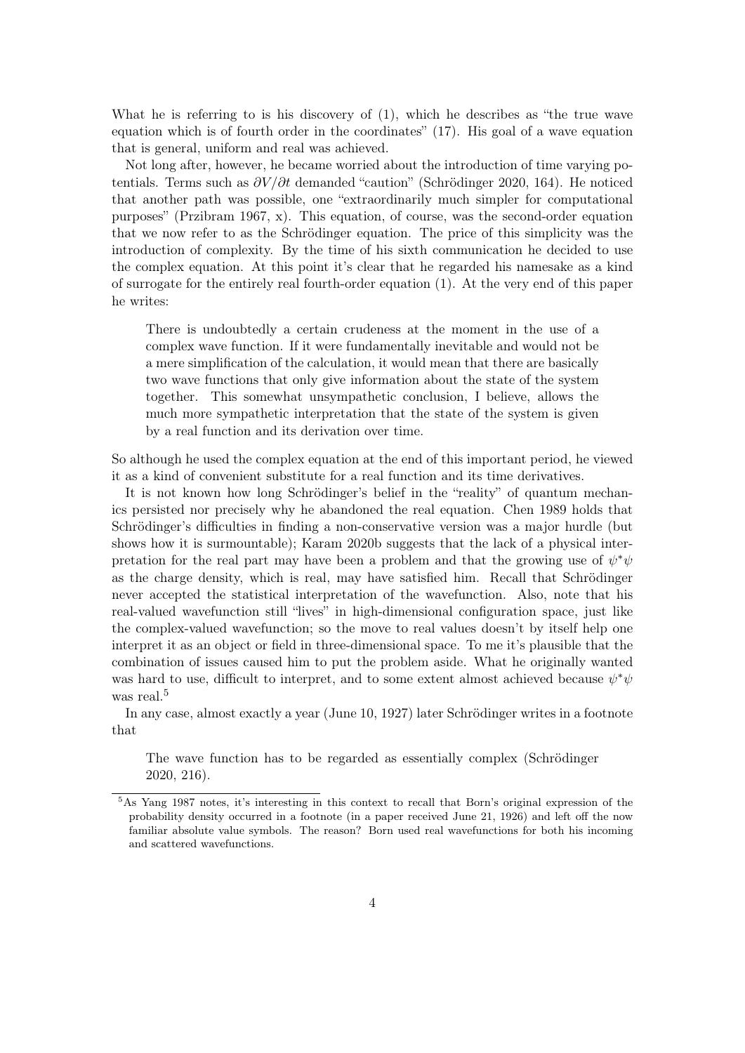What he is referring to is his discovery of (1), which he describes as "the true wave equation which is of fourth order in the coordinates" (17). His goal of a wave equation that is general, uniform and real was achieved.

Not long after, however, he became worried about the introduction of time varying potentials. Terms such as $\partial V/\partial t$ demanded "caution" (Schrödinger 2020, 164). He noticed that another path was possible, one "extraordinarily much simpler for computational purposes" (Przibram 1967, x). This equation, of course, was the second-order equation that we now refer to as the Schrödinger equation. The price of this simplicity was the introduction of complexity. By the time of his sixth communication he decided to use the complex equation. At this point it's clear that he regarded his namesake as a kind of surrogate for the entirely real fourth-order equation (1). At the very end of this paper he writes:

> There is undoubtedly a certain crudeness at the moment in the use of a complex wave function. If it were fundamentally inevitable and would not be a mere simplification of the calculation, it would mean that there are basically two wave functions that only give information about the state of the system together. This somewhat unsympathetic conclusion, I believe, allows the much more sympathetic interpretation that the state of the system is given by a real function and its derivation over time.

So although he used the complex equation at the end of this important period, he viewed it as a kind of convenient substitute for a real function and its time derivatives.

It is not known how long Schrödinger's belief in the "reality" of quantum mechanics persisted nor precisely why he abandoned the real equation. Chen 1989 holds that Schrödinger's difficulties in finding a non-conservative version was a major hurdle (but shows how it is surmountable); Karam 2020b suggests that the lack of a physical interpretation for the real part may have been a problem and that the growing use of $\psi^*\psi$ as the charge density, which is real, may have satisfied him. Recall that Schrödinger never accepted the statistical interpretation of the wavefunction. Also, note that his real-valued wavefunction still "lives" in high-dimensional configuration space, just like the complex-valued wavefunction; so the move to real values doesn't by itself help one interpret it as an object or field in three-dimensional space. To me it's plausible that the combination of issues caused him to put the problem aside. What he originally wanted was hard to use, difficult to interpret, and to some extent almost achieved because $\psi^*\psi$ was real.[5]

In any case, almost exactly a year (June 10, 1927) later Schrödinger writes in a footnote that

> The wave function has to be regarded as essentially complex (Schrödinger 2020, 216).

[5] As Yang 1987 notes, it's interesting in this context to recall that Born's original expression of the probability density occurred in a footnote (in a paper received June 21, 1926) and left off the now familiar absolute value symbols. The reason? Born used real wavefunctions for both his incoming and scattered wavefunctions.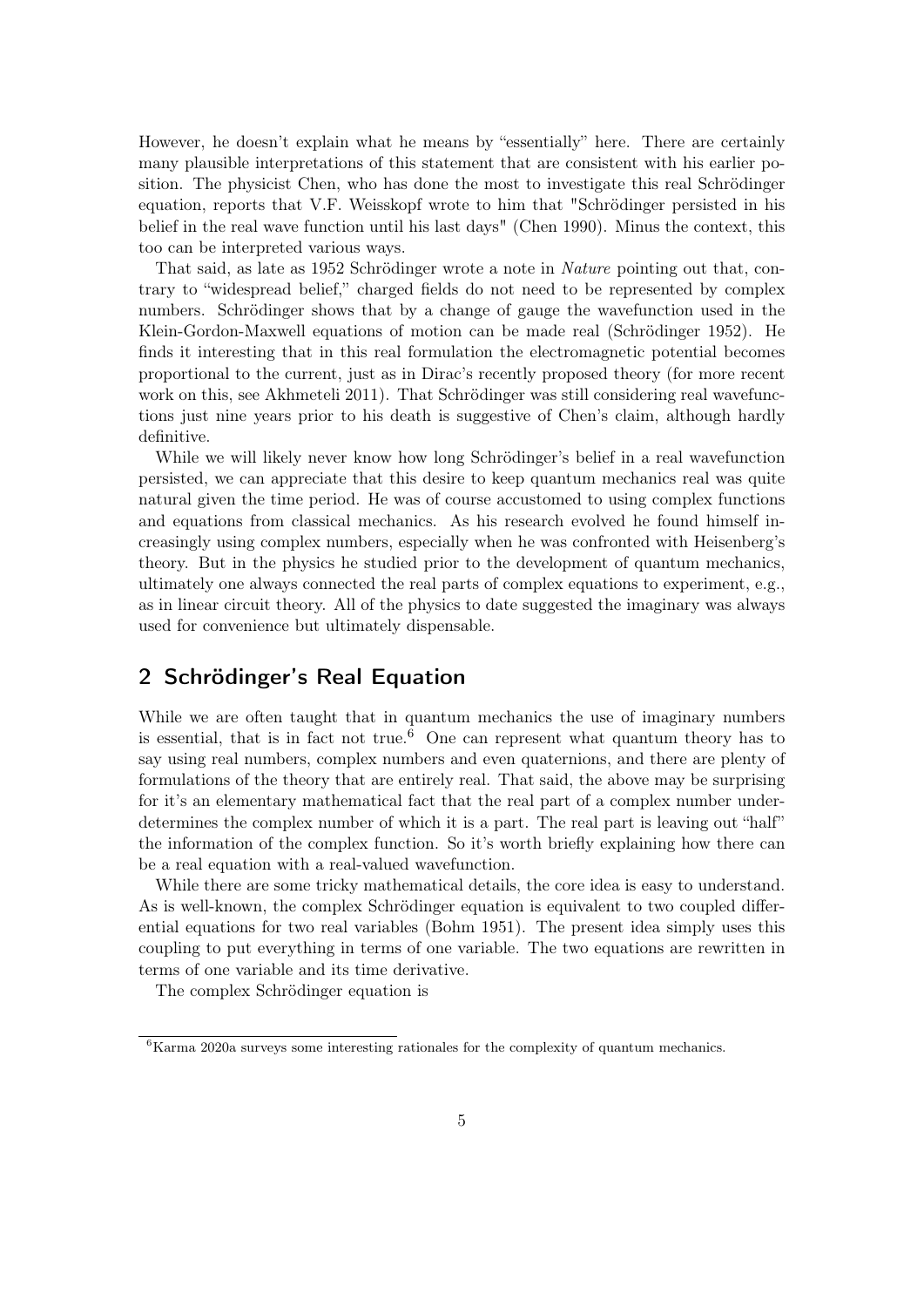However, he doesn't explain what he means by "essentially" here. There are certainly many plausible interpretations of this statement that are consistent with his earlier position. The physicist Chen, who has done the most to investigate this real Schrödinger equation, reports that V.F. Weisskopf wrote to him that "Schrödinger persisted in his belief in the real wave function until his last days" (Chen 1990). Minus the context, this too can be interpreted various ways.

That said, as late as 1952 Schrödinger wrote a note in *Nature* pointing out that, contrary to "widespread belief," charged fields do not need to be represented by complex numbers. Schrödinger shows that by a change of gauge the wavefunction used in the Klein-Gordon-Maxwell equations of motion can be made real (Schrödinger 1952). He finds it interesting that in this real formulation the electromagnetic potential becomes proportional to the current, just as in Dirac's recently proposed theory (for more recent work on this, see Akhmeteli 2011). That Schrödinger was still considering real wavefunctions just nine years prior to his death is suggestive of Chen's claim, although hardly definitive.

While we will likely never know how long Schrödinger's belief in a real wavefunction persisted, we can appreciate that this desire to keep quantum mechanics real was quite natural given the time period. He was of course accustomed to using complex functions and equations from classical mechanics. As his research evolved he found himself increasingly using complex numbers, especially when he was confronted with Heisenberg's theory. But in the physics he studied prior to the development of quantum mechanics, ultimately one always connected the real parts of complex equations to experiment, e.g., as in linear circuit theory. All of the physics to date suggested the imaginary was always used for convenience but ultimately dispensable.

## 2 Schrödinger's Real Equation

While we are often taught that in quantum mechanics the use of imaginary numbers is essential, that is in fact not true.[6] One can represent what quantum theory has to say using real numbers, complex numbers and even quaternions, and there are plenty of formulations of the theory that are entirely real. That said, the above may be surprising for it's an elementary mathematical fact that the real part of a complex number underdetermines the complex number of which it is a part. The real part is leaving out "half" the information of the complex function. So it's worth briefly explaining how there can be a real equation with a real-valued wavefunction.

While there are some tricky mathematical details, the core idea is easy to understand. As is well-known, the complex Schrödinger equation is equivalent to two coupled differential equations for two real variables (Bohm 1951). The present idea simply uses this coupling to put everything in terms of one variable. The two equations are rewritten in terms of one variable and its time derivative.

The complex Schrödinger equation is

[6] Karma 2020a surveys some interesting rationales for the complexity of quantum mechanics.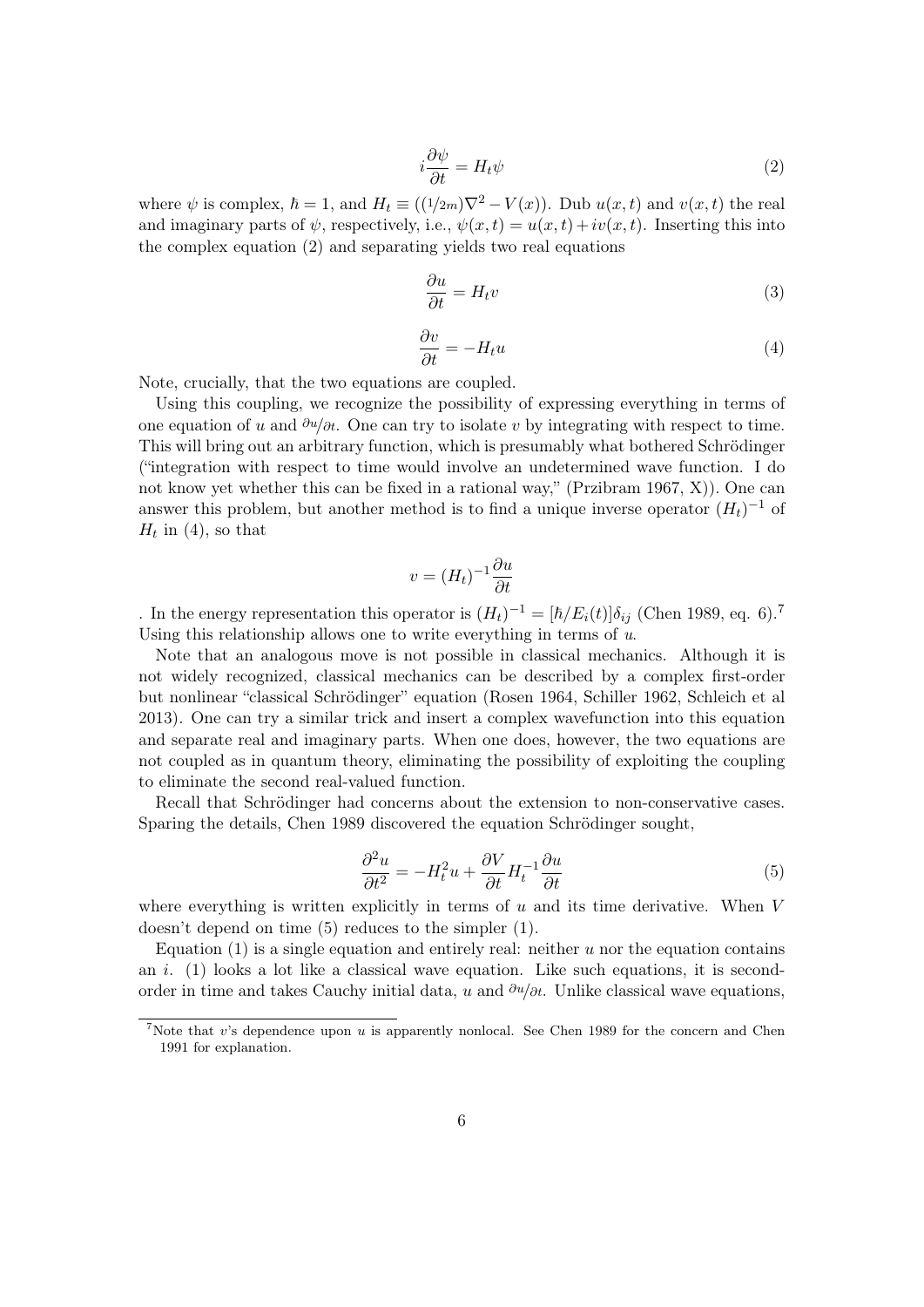$$i\frac{\partial \psi}{\partial t} = H_t \psi \tag{2}$$

where $\psi$ is complex, $\hbar = 1$, and $H_t \equiv ((1/2m)\nabla^2 - V(x))$. Dub $u(x,t)$ and $v(x,t)$ the real and imaginary parts of $\psi$, respectively, i.e., $\psi(x,t) = u(x,t) + iv(x,t)$. Inserting this into the complex equation (2) and separating yields two real equations

$$\frac{\partial u}{\partial t} = H_t v \tag{3}$$

$$\frac{\partial v}{\partial t} = -H_t u \tag{4}$$

Note, crucially, that the two equations are coupled.

Using this coupling, we recognize the possibility of expressing everything in terms of one equation of $u$ and $\partial u / \partial t$. One can try to isolate $v$ by integrating with respect to time. This will bring out an arbitrary function, which is presumably what bothered Schrödinger ("integration with respect to time would involve an undetermined wave function. I do not know yet whether this can be fixed in a rational way," (Przibram 1967, X)). One can answer this problem, but another method is to find a unique inverse operator $(H_t)^{-1}$ of $H_t$ in (4), so that

$$v = (H_t)^{-1}\frac{\partial u}{\partial t}$$

. In the energy representation this operator is $(H_t)^{-1} = [\hbar/E_i(t)]\delta_{ij}$ (Chen 1989, eq. 6).[7] Using this relationship allows one to write everything in terms of $u$.

Note that an analogous move is not possible in classical mechanics. Although it is not widely recognized, classical mechanics can be described by a complex first-order but nonlinear "classical Schrödinger" equation (Rosen 1964, Schiller 1962, Schleich et al 2013). One can try a similar trick and insert a complex wavefunction into this equation and separate real and imaginary parts. When one does, however, the two equations are not coupled as in quantum theory, eliminating the possibility of exploiting the coupling to eliminate the second real-valued function.

Recall that Schrödinger had concerns about the extension to non-conservative cases. Sparing the details, Chen 1989 discovered the equation Schrödinger sought,

$$\frac{\partial^2 u}{\partial t^2} = -H_t^2 u + \frac{\partial V}{\partial t} H_t^{-1} \frac{\partial u}{\partial t} \tag{5}$$

where everything is written explicitly in terms of $u$ and its time derivative. When $V$ doesn't depend on time (5) reduces to the simpler (1).

Equation (1) is a single equation and entirely real: neither $u$ nor the equation contains an $i$. (1) looks a lot like a classical wave equation. Like such equations, it is second-order in time and takes Cauchy initial data, $u$ and $\partial u / \partial t$. Unlike classical wave equations,

[7] Note that $v$'s dependence upon $u$ is apparently nonlocal. See Chen 1989 for the concern and Chen 1991 for explanation.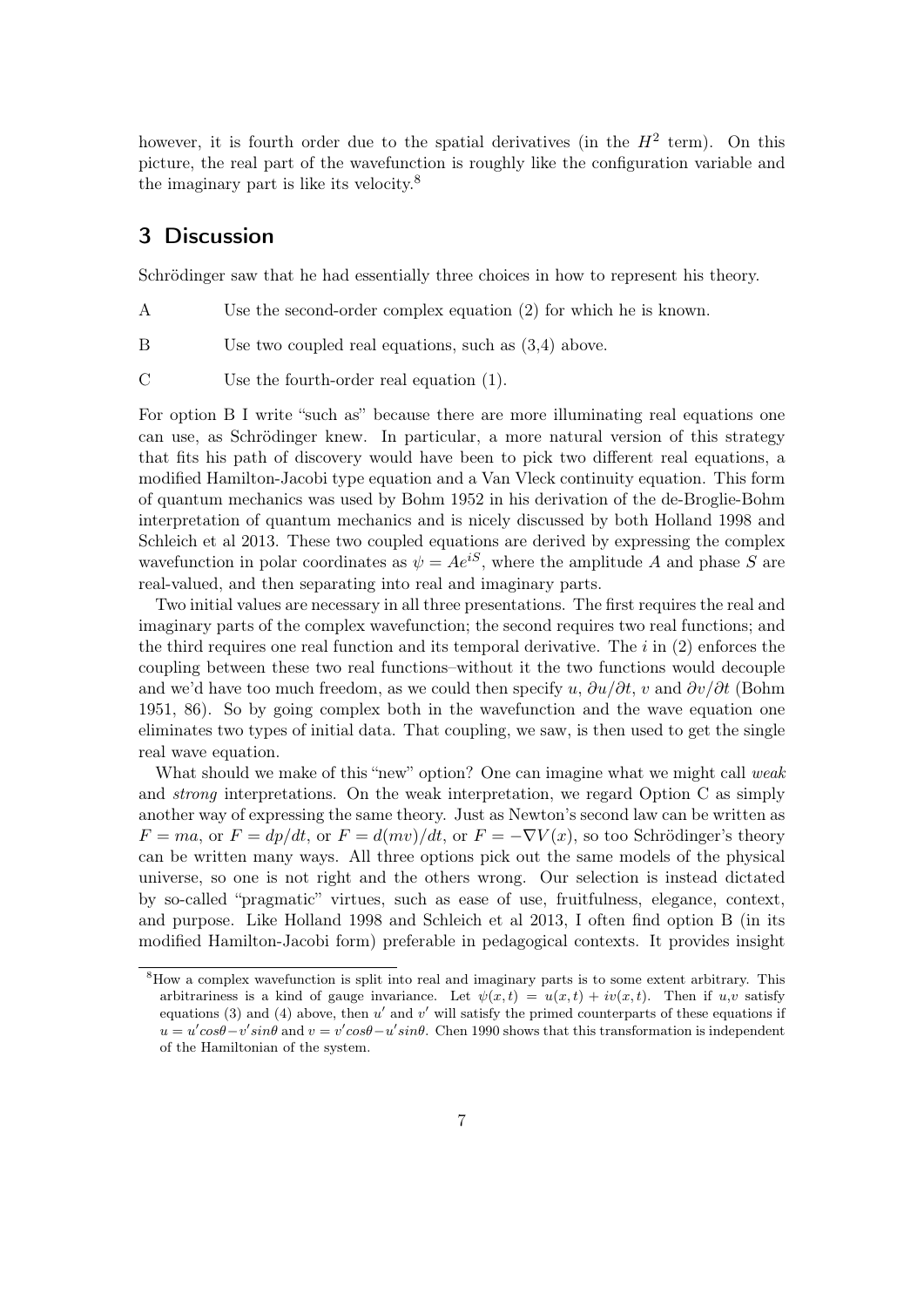however, it is fourth order due to the spatial derivatives (in the $H^2$ term). On this picture, the real part of the wavefunction is roughly like the configuration variable and the imaginary part is like its velocity.[8]

## 3 Discussion

Schrödinger saw that he had essentially three choices in how to represent his theory.

A Use the second-order complex equation (2) for which he is known.

B Use two coupled real equations, such as (3,4) above.

C Use the fourth-order real equation (1).

For option B I write "such as" because there are more illuminating real equations one can use, as Schrödinger knew. In particular, a more natural version of this strategy that fits his path of discovery would have been to pick two different real equations, a modified Hamilton-Jacobi type equation and a Van Vleck continuity equation. This form of quantum mechanics was used by Bohm 1952 in his derivation of the de-Broglie-Bohm interpretation of quantum mechanics and is nicely discussed by both Holland 1998 and Schleich et al 2013. These two coupled equations are derived by expressing the complex wavefunction in polar coordinates as $\psi = Ae^{iS}$, where the amplitude $A$ and phase $S$ are real-valued, and then separating into real and imaginary parts.

Two initial values are necessary in all three presentations. The first requires the real and imaginary parts of the complex wavefunction; the second requires two real functions; and the third requires one real function and its temporal derivative. The $i$ in (2) enforces the coupling between these two real functions–without it the two functions would decouple and we'd have too much freedom, as we could then specify $u$, $\partial u/\partial t$, $v$ and $\partial v/\partial t$ (Bohm 1951, 86). So by going complex both in the wavefunction and the wave equation one eliminates two types of initial data. That coupling, we saw, is then used to get the single real wave equation.

What should we make of this "new" option? One can imagine what we might call *weak* and *strong* interpretations. On the weak interpretation, we regard Option C as simply another way of expressing the same theory. Just as Newton's second law can be written as $F = ma$, or $F = dp/dt$, or $F = d(mv)/dt$, or $F = -\nabla V(x)$, so too Schrödinger's theory can be written many ways. All three options pick out the same models of the physical universe, so one is not right and the others wrong. Our selection is instead dictated by so-called "pragmatic" virtues, such as ease of use, fruitfulness, elegance, context, and purpose. Like Holland 1998 and Schleich et al 2013, I often find option B (in its modified Hamilton-Jacobi form) preferable in pedagogical contexts. It provides insight

[8] How a complex wavefunction is split into real and imaginary parts is to some extent arbitrary. This arbitrariness is a kind of gauge invariance. Let $\psi(x,t) = u(x,t) + iv(x,t)$. Then if $u$,$v$ satisfy equations (3) and (4) above, then $u'$ and $v'$ will satisfy the primed counterparts of these equations if $u = u'cos\theta - v'sin\theta$ and $v = v'cos\theta - u'sin\theta$. Chen 1990 shows that this transformation is independent of the Hamiltonian of the system.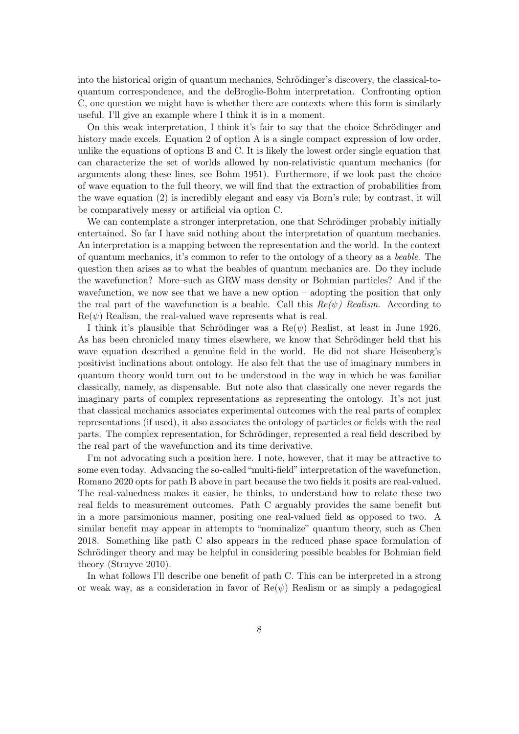into the historical origin of quantum mechanics, Schrödinger's discovery, the classical-to-quantum correspondence, and the deBroglie-Bohm interpretation. Confronting option C, one question we might have is whether there are contexts where this form is similarly useful. I'll give an example where I think it is in a moment.

On this weak interpretation, I think it's fair to say that the choice Schrödinger and history made excels. Equation 2 of option A is a single compact expression of low order, unlike the equations of options B and C. It is likely the lowest order single equation that can characterize the set of worlds allowed by non-relativistic quantum mechanics (for arguments along these lines, see Bohm 1951). Furthermore, if we look past the choice of wave equation to the full theory, we will find that the extraction of probabilities from the wave equation (2) is incredibly elegant and easy via Born's rule; by contrast, it will be comparatively messy or artificial via option C.

We can contemplate a stronger interpretation, one that Schrödinger probably initially entertained. So far I have said nothing about the interpretation of quantum mechanics. An interpretation is a mapping between the representation and the world. In the context of quantum mechanics, it's common to refer to the ontology of a theory as a *beable*. The question then arises as to what the beables of quantum mechanics are. Do they include the wavefunction? More–such as GRW mass density or Bohmian particles? And if the wavefunction, we now see that we have a new option – adopting the position that only the real part of the wavefunction is a beable. Call this *Re($\psi$) Realism*. According to Re($\psi$) Realism, the real-valued wave represents what is real.

I think it's plausible that Schrödinger was a Re($\psi$) Realist, at least in June 1926. As has been chronicled many times elsewhere, we know that Schrödinger held that his wave equation described a genuine field in the world. He did not share Heisenberg's positivist inclinations about ontology. He also felt that the use of imaginary numbers in quantum theory would turn out to be understood in the way in which he was familiar classically, namely, as dispensable. But note also that classically one never regards the imaginary parts of complex representations as representing the ontology. It's not just that classical mechanics associates experimental outcomes with the real parts of complex representations (if used), it also associates the ontology of particles or fields with the real parts. The complex representation, for Schrödinger, represented a real field described by the real part of the wavefunction and its time derivative.

I'm not advocating such a position here. I note, however, that it may be attractive to some even today. Advancing the so-called "multi-field" interpretation of the wavefunction, Romano 2020 opts for path B above in part because the two fields it posits are real-valued. The real-valuedness makes it easier, he thinks, to understand how to relate these two real fields to measurement outcomes. Path C arguably provides the same benefit but in a more parsimonious manner, positing one real-valued field as opposed to two. A similar benefit may appear in attempts to "nominalize" quantum theory, such as Chen 2018. Something like path C also appears in the reduced phase space formulation of Schrödinger theory and may be helpful in considering possible beables for Bohmian field theory (Struyve 2010).

In what follows I'll describe one benefit of path C. This can be interpreted in a strong or weak way, as a consideration in favor of Re($\psi$) Realism or as simply a pedagogical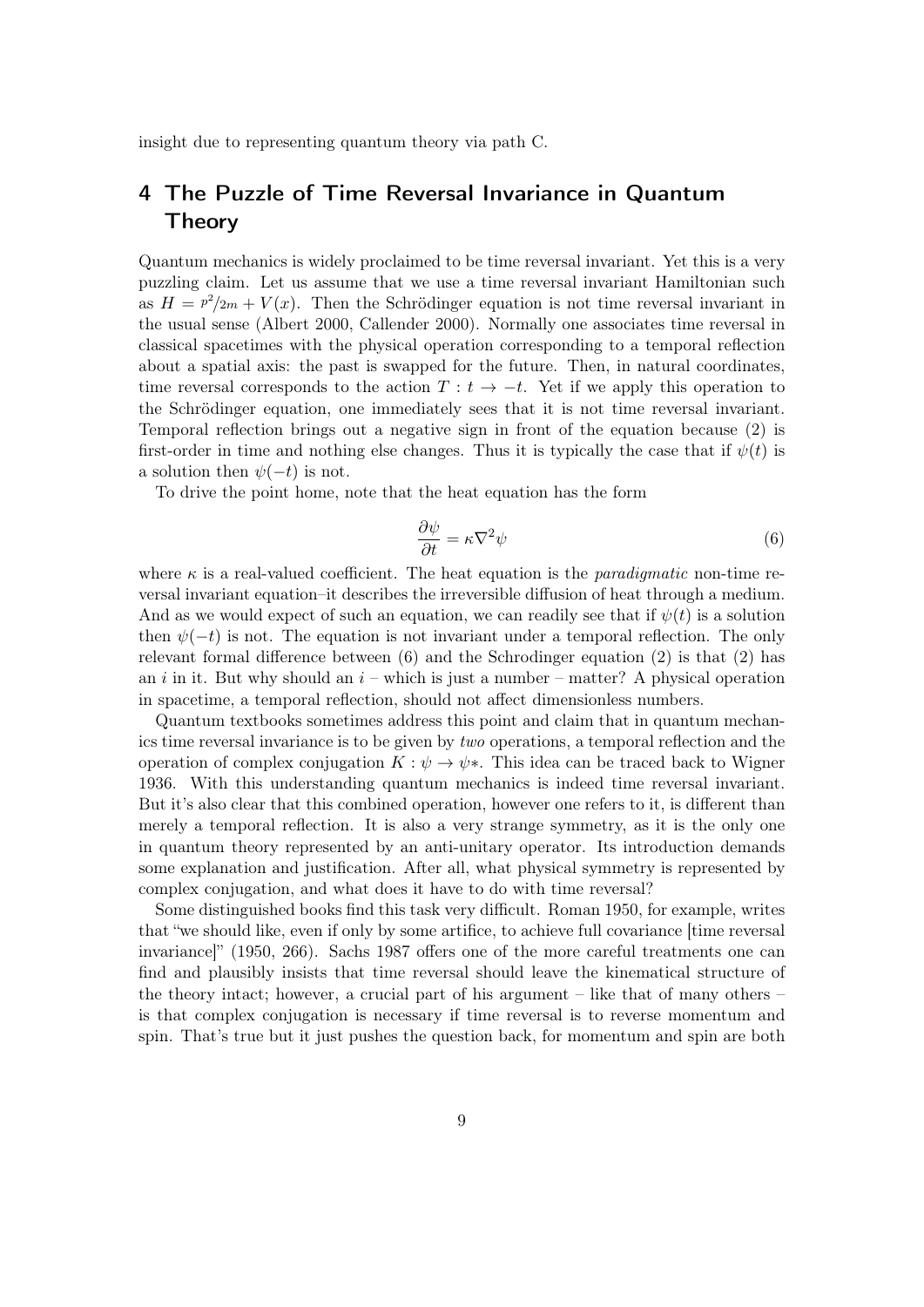insight due to representing quantum theory via path C.

## 4 The Puzzle of Time Reversal Invariance in Quantum Theory

Quantum mechanics is widely proclaimed to be time reversal invariant. Yet this is a very puzzling claim. Let us assume that we use a time reversal invariant Hamiltonian such as $H = p^2/2m + V(x)$. Then the Schrödinger equation is not time reversal invariant in the usual sense (Albert 2000, Callender 2000). Normally one associates time reversal in classical spacetimes with the physical operation corresponding to a temporal reflection about a spatial axis: the past is swapped for the future. Then, in natural coordinates, time reversal corresponds to the action $T : t \to -t$. Yet if we apply this operation to the Schrödinger equation, one immediately sees that it is not time reversal invariant. Temporal reflection brings out a negative sign in front of the equation because (2) is first-order in time and nothing else changes. Thus it is typically the case that if $\psi(t)$ is a solution then $\psi(-t)$ is not.

To drive the point home, note that the heat equation has the form

$$\frac{\partial \psi}{\partial t} = \kappa \nabla^2 \psi \tag{6}$$

where $\kappa$ is a real-valued coefficient. The heat equation is the *paradigmatic* non-time reversal invariant equation–it describes the irreversible diffusion of heat through a medium. And as we would expect of such an equation, we can readily see that if $\psi(t)$ is a solution then $\psi(-t)$ is not. The equation is not invariant under a temporal reflection. The only relevant formal difference between (6) and the Schrodinger equation (2) is that (2) has an $i$ in it. But why should an $i$ – which is just a number – matter? A physical operation in spacetime, a temporal reflection, should not affect dimensionless numbers.

Quantum textbooks sometimes address this point and claim that in quantum mechanics time reversal invariance is to be given by *two* operations, a temporal reflection and the operation of complex conjugation $K : \psi \to \psi*$. This idea can be traced back to Wigner 1936. With this understanding quantum mechanics is indeed time reversal invariant. But it's also clear that this combined operation, however one refers to it, is different than merely a temporal reflection. It is also a very strange symmetry, as it is the only one in quantum theory represented by an anti-unitary operator. Its introduction demands some explanation and justification. After all, what physical symmetry is represented by complex conjugation, and what does it have to do with time reversal?

Some distinguished books find this task very difficult. Roman 1950, for example, writes that "we should like, even if only by some artifice, to achieve full covariance [time reversal invariance]" (1950, 266). Sachs 1987 offers one of the more careful treatments one can find and plausibly insists that time reversal should leave the kinematical structure of the theory intact; however, a crucial part of his argument – like that of many others – is that complex conjugation is necessary if time reversal is to reverse momentum and spin. That's true but it just pushes the question back, for momentum and spin are both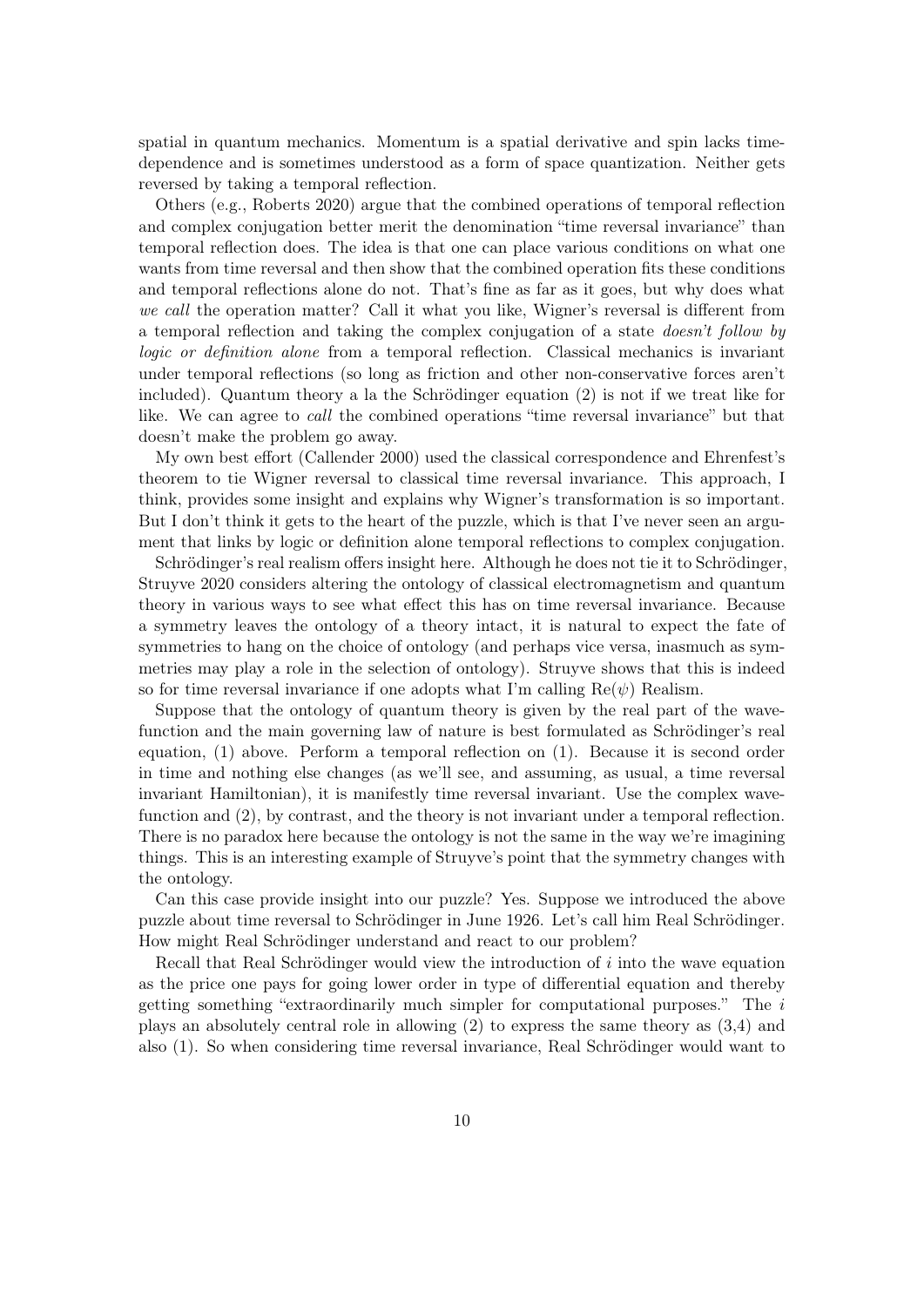spatial in quantum mechanics. Momentum is a spatial derivative and spin lacks time-dependence and is sometimes understood as a form of space quantization. Neither gets reversed by taking a temporal reflection.

Others (e.g., Roberts 2020) argue that the combined operations of temporal reflection and complex conjugation better merit the denomination "time reversal invariance" than temporal reflection does. The idea is that one can place various conditions on what one wants from time reversal and then show that the combined operation fits these conditions and temporal reflections alone do not. That's fine as far as it goes, but why does what *we call* the operation matter? Call it what you like, Wigner's reversal is different from a temporal reflection and taking the complex conjugation of a state *doesn't follow by logic or definition alone* from a temporal reflection. Classical mechanics is invariant under temporal reflections (so long as friction and other non-conservative forces aren't included). Quantum theory a la the Schrödinger equation (2) is not if we treat like for like. We can agree to *call* the combined operations "time reversal invariance" but that doesn't make the problem go away.

My own best effort (Callender 2000) used the classical correspondence and Ehrenfest's theorem to tie Wigner reversal to classical time reversal invariance. This approach, I think, provides some insight and explains why Wigner's transformation is so important. But I don't think it gets to the heart of the puzzle, which is that I've never seen an argument that links by logic or definition alone temporal reflections to complex conjugation.

Schrödinger's real realism offers insight here. Although he does not tie it to Schrödinger, Struyve 2020 considers altering the ontology of classical electromagnetism and quantum theory in various ways to see what effect this has on time reversal invariance. Because a symmetry leaves the ontology of a theory intact, it is natural to expect the fate of symmetries to hang on the choice of ontology (and perhaps vice versa, inasmuch as symmetries may play a role in the selection of ontology). Struyve shows that this is indeed so for time reversal invariance if one adopts what I'm calling $\text{Re}(\psi)$ Realism.

Suppose that the ontology of quantum theory is given by the real part of the wavefunction and the main governing law of nature is best formulated as Schrödinger's real equation, (1) above. Perform a temporal reflection on (1). Because it is second order in time and nothing else changes (as we'll see, and assuming, as usual, a time reversal invariant Hamiltonian), it is manifestly time reversal invariant. Use the complex wavefunction and (2), by contrast, and the theory is not invariant under a temporal reflection. There is no paradox here because the ontology is not the same in the way we're imagining things. This is an interesting example of Struyve's point that the symmetry changes with the ontology.

Can this case provide insight into our puzzle? Yes. Suppose we introduced the above puzzle about time reversal to Schrödinger in June 1926. Let's call him Real Schrödinger. How might Real Schrödinger understand and react to our problem?

Recall that Real Schrödinger would view the introduction of $i$ into the wave equation as the price one pays for going lower order in type of differential equation and thereby getting something "extraordinarily much simpler for computational purposes." The $i$ plays an absolutely central role in allowing (2) to express the same theory as (3,4) and also (1). So when considering time reversal invariance, Real Schrödinger would want to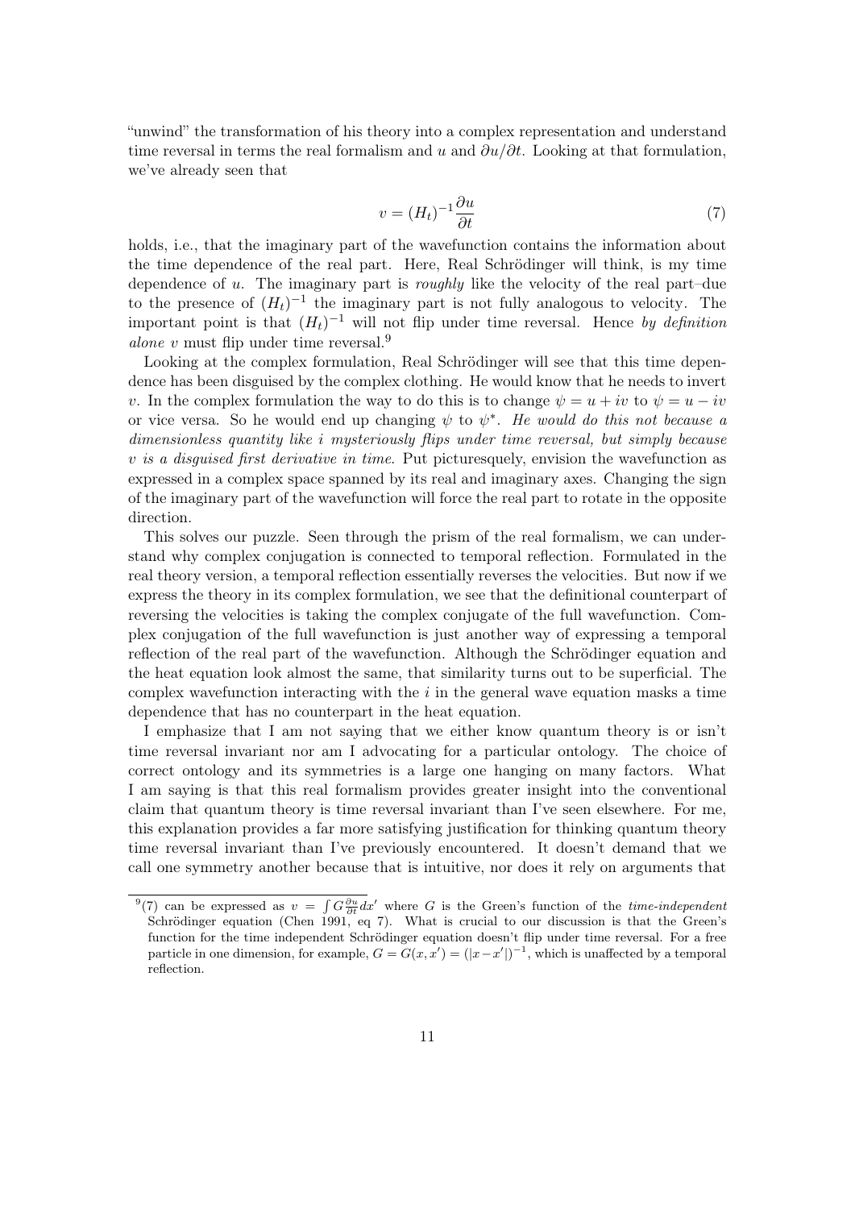"unwind" the transformation of his theory into a complex representation and understand time reversal in terms the real formalism and $u$ and $\partial u/\partial t$. Looking at that formulation, we've already seen that

$$v = (H_t)^{-1}\frac{\partial u}{\partial t} \tag{7}$$

holds, i.e., that the imaginary part of the wavefunction contains the information about the time dependence of the real part. Here, Real Schrödinger will think, is my time dependence of $u$. The imaginary part is *roughly* like the velocity of the real part–due to the presence of $(H_t)^{-1}$ the imaginary part is not fully analogous to velocity. The important point is that $(H_t)^{-1}$ will not flip under time reversal. Hence *by definition alone* $v$ must flip under time reversal.[9]

Looking at the complex formulation, Real Schrödinger will see that this time dependence has been disguised by the complex clothing. He would know that he needs to invert $v$. In the complex formulation the way to do this is to change $\psi = u + iv$ to $\psi = u - iv$ or vice versa. So he would end up changing $\psi$ to $\psi^*$. *He would do this not because a dimensionless quantity like $i$ mysteriously flips under time reversal, but simply because $v$ is a disguised first derivative in time.* Put picturesquely, envision the wavefunction as expressed in a complex space spanned by its real and imaginary axes. Changing the sign of the imaginary part of the wavefunction will force the real part to rotate in the opposite direction.

This solves our puzzle. Seen through the prism of the real formalism, we can understand why complex conjugation is connected to temporal reflection. Formulated in the real theory version, a temporal reflection essentially reverses the velocities. But now if we express the theory in its complex formulation, we see that the definitional counterpart of reversing the velocities is taking the complex conjugate of the full wavefunction. Complex conjugation of the full wavefunction is just another way of expressing a temporal reflection of the real part of the wavefunction. Although the Schrödinger equation and the heat equation look almost the same, that similarity turns out to be superficial. The complex wavefunction interacting with the $i$ in the general wave equation masks a time dependence that has no counterpart in the heat equation.

I emphasize that I am not saying that we either know quantum theory is or isn't time reversal invariant nor am I advocating for a particular ontology. The choice of correct ontology and its symmetries is a large one hanging on many factors. What I am saying is that this real formalism provides greater insight into the conventional claim that quantum theory is time reversal invariant than I've seen elsewhere. For me, this explanation provides a far more satisfying justification for thinking quantum theory time reversal invariant than I've previously encountered. It doesn't demand that we call one symmetry another because that is intuitive, nor does it rely on arguments that

[9] (7) can be expressed as $v = \int G \frac{\partial u}{\partial t} dx'$ where $G$ is the Green's function of the *time-independent* Schrödinger equation (Chen 1991, eq 7). What is crucial to our discussion is that the Green's function for the time independent Schrödinger equation doesn't flip under time reversal. For a free particle in one dimension, for example, $G = G(x, x') = (|x - x'|)^{-1}$, which is unaffected by a temporal reflection.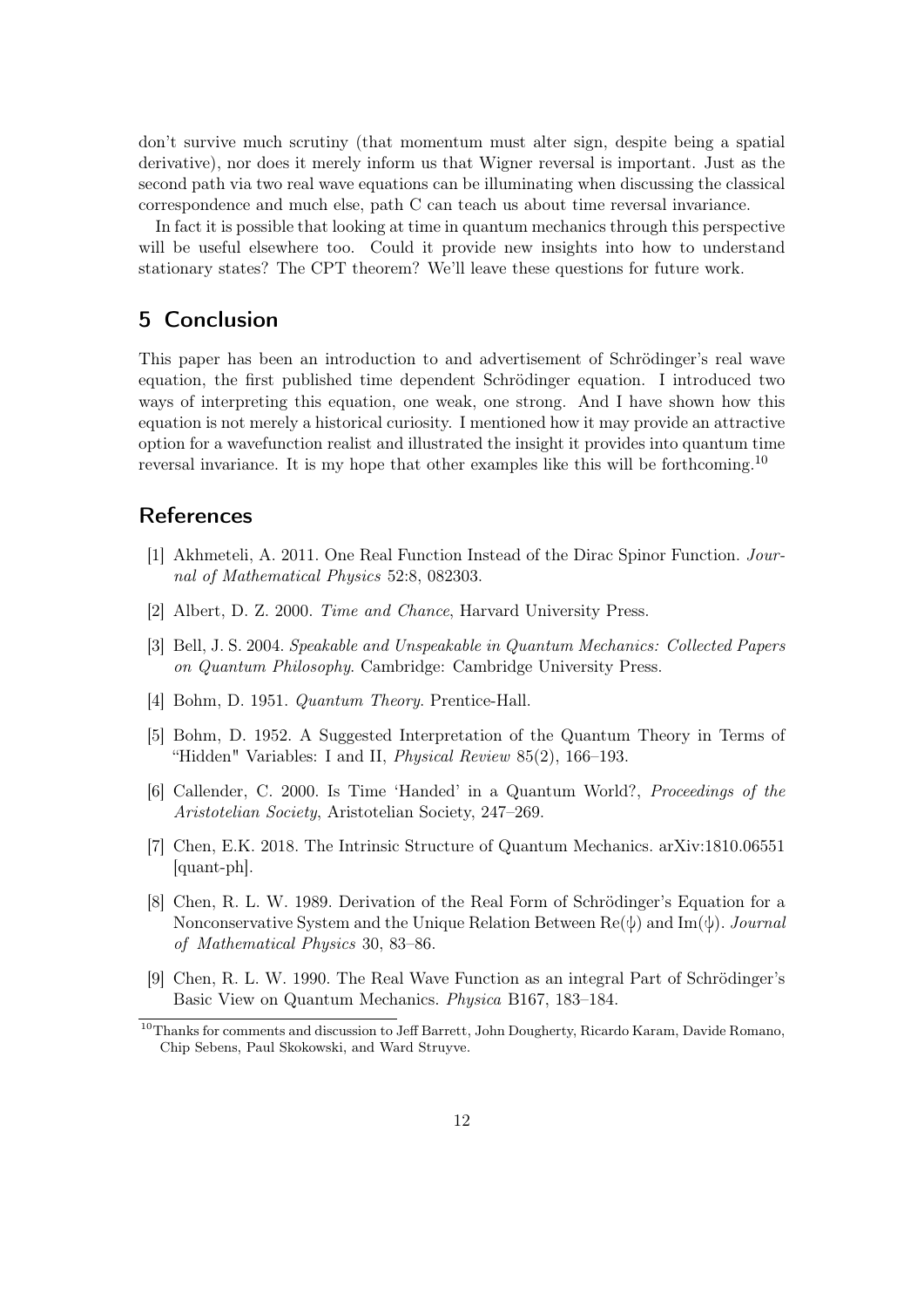don't survive much scrutiny (that momentum must alter sign, despite being a spatial derivative), nor does it merely inform us that Wigner reversal is important. Just as the second path via two real wave equations can be illuminating when discussing the classical correspondence and much else, path C can teach us about time reversal invariance.

In fact it is possible that looking at time in quantum mechanics through this perspective will be useful elsewhere too. Could it provide new insights into how to understand stationary states? The CPT theorem? We'll leave these questions for future work.

## 5 Conclusion

This paper has been an introduction to and advertisement of Schrödinger's real wave equation, the first published time dependent Schrödinger equation. I introduced two ways of interpreting this equation, one weak, one strong. And I have shown how this equation is not merely a historical curiosity. I mentioned how it may provide an attractive option for a wavefunction realist and illustrated the insight it provides into quantum time reversal invariance. It is my hope that other examples like this will be forthcoming.[10]

## References

[1] Akhmeteli, A. 2011. One Real Function Instead of the Dirac Spinor Function. *Journal of Mathematical Physics* 52:8, 082303.

[2] Albert, D. Z. 2000. *Time and Chance*, Harvard University Press.

[3] Bell, J. S. 2004. *Speakable and Unspeakable in Quantum Mechanics: Collected Papers on Quantum Philosophy*. Cambridge: Cambridge University Press.

[4] Bohm, D. 1951. *Quantum Theory*. Prentice-Hall.

[5] Bohm, D. 1952. A Suggested Interpretation of the Quantum Theory in Terms of "Hidden" Variables: I and II, *Physical Review* 85(2), 166–193.

[6] Callender, C. 2000. Is Time 'Handed' in a Quantum World?, *Proceedings of the Aristotelian Society*, Aristotelian Society, 247–269.

[7] Chen, E.K. 2018. The Intrinsic Structure of Quantum Mechanics. arXiv:1810.06551 [quant-ph].

[8] Chen, R. L. W. 1989. Derivation of the Real Form of Schrödinger's Equation for a Nonconservative System and the Unique Relation Between Re($\psi$) and Im($\psi$). *Journal of Mathematical Physics* 30, 83–86.

[9] Chen, R. L. W. 1990. The Real Wave Function as an integral Part of Schrödinger's Basic View on Quantum Mechanics. *Physica* B167, 183–184.

[10] Thanks for comments and discussion to Jeff Barrett, John Dougherty, Ricardo Karam, Davide Romano, Chip Sebens, Paul Skokowski, and Ward Struyve.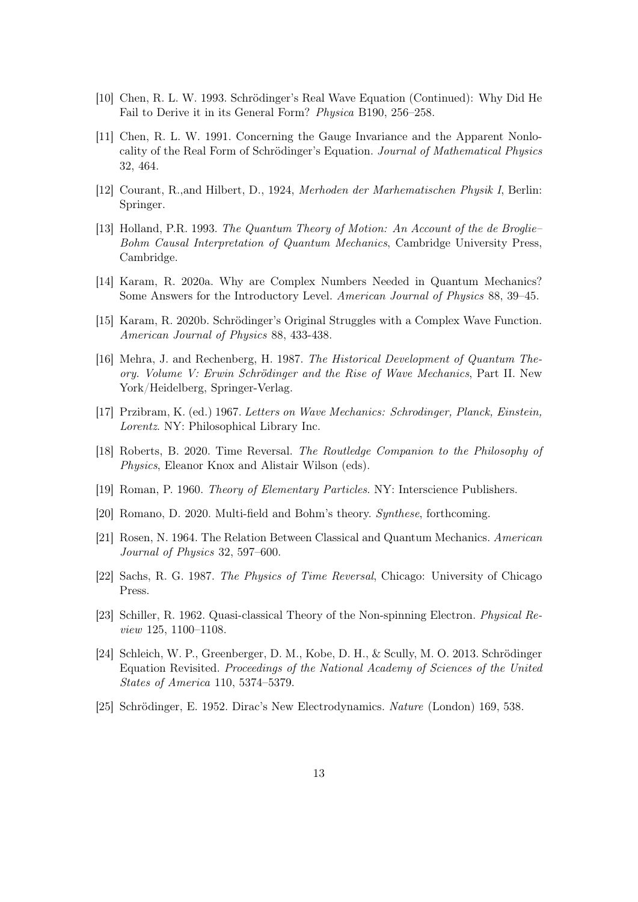[10] Chen, R. L. W. 1993. Schrödinger's Real Wave Equation (Continued): Why Did He Fail to Derive it in its General Form? *Physica* B190, 256–258.

[11] Chen, R. L. W. 1991. Concerning the Gauge Invariance and the Apparent Nonlocality of the Real Form of Schrödinger's Equation. *Journal of Mathematical Physics* 32, 464.

[12] Courant, R.,and Hilbert, D., 1924, *Merhoden der Marhematischen Physik I*, Berlin: Springer.

[13] Holland, P.R. 1993. *The Quantum Theory of Motion: An Account of the de Broglie–Bohm Causal Interpretation of Quantum Mechanics*, Cambridge University Press, Cambridge.

[14] Karam, R. 2020a. Why are Complex Numbers Needed in Quantum Mechanics? Some Answers for the Introductory Level. *American Journal of Physics* 88, 39–45.

[15] Karam, R. 2020b. Schrödinger's Original Struggles with a Complex Wave Function. *American Journal of Physics* 88, 433-438.

[16] Mehra, J. and Rechenberg, H. 1987. *The Historical Development of Quantum Theory. Volume V: Erwin Schrödinger and the Rise of Wave Mechanics*, Part II. New York/Heidelberg, Springer-Verlag.

[17] Przibram, K. (ed.) 1967. *Letters on Wave Mechanics: Schrodinger, Planck, Einstein, Lorentz*. NY: Philosophical Library Inc.

[18] Roberts, B. 2020. Time Reversal. *The Routledge Companion to the Philosophy of Physics*, Eleanor Knox and Alistair Wilson (eds).

[19] Roman, P. 1960. *Theory of Elementary Particles*. NY: Interscience Publishers.

[20] Romano, D. 2020. Multi-field and Bohm's theory. *Synthese*, forthcoming.

[21] Rosen, N. 1964. The Relation Between Classical and Quantum Mechanics. *American Journal of Physics* 32, 597–600.

[22] Sachs, R. G. 1987. *The Physics of Time Reversal*, Chicago: University of Chicago Press.

[23] Schiller, R. 1962. Quasi-classical Theory of the Non-spinning Electron. *Physical Review* 125, 1100–1108.

[24] Schleich, W. P., Greenberger, D. M., Kobe, D. H., & Scully, M. O. 2013. Schrödinger Equation Revisited. *Proceedings of the National Academy of Sciences of the United States of America* 110, 5374–5379.

[25] Schrödinger, E. 1952. Dirac's New Electrodynamics. *Nature* (London) 169, 538.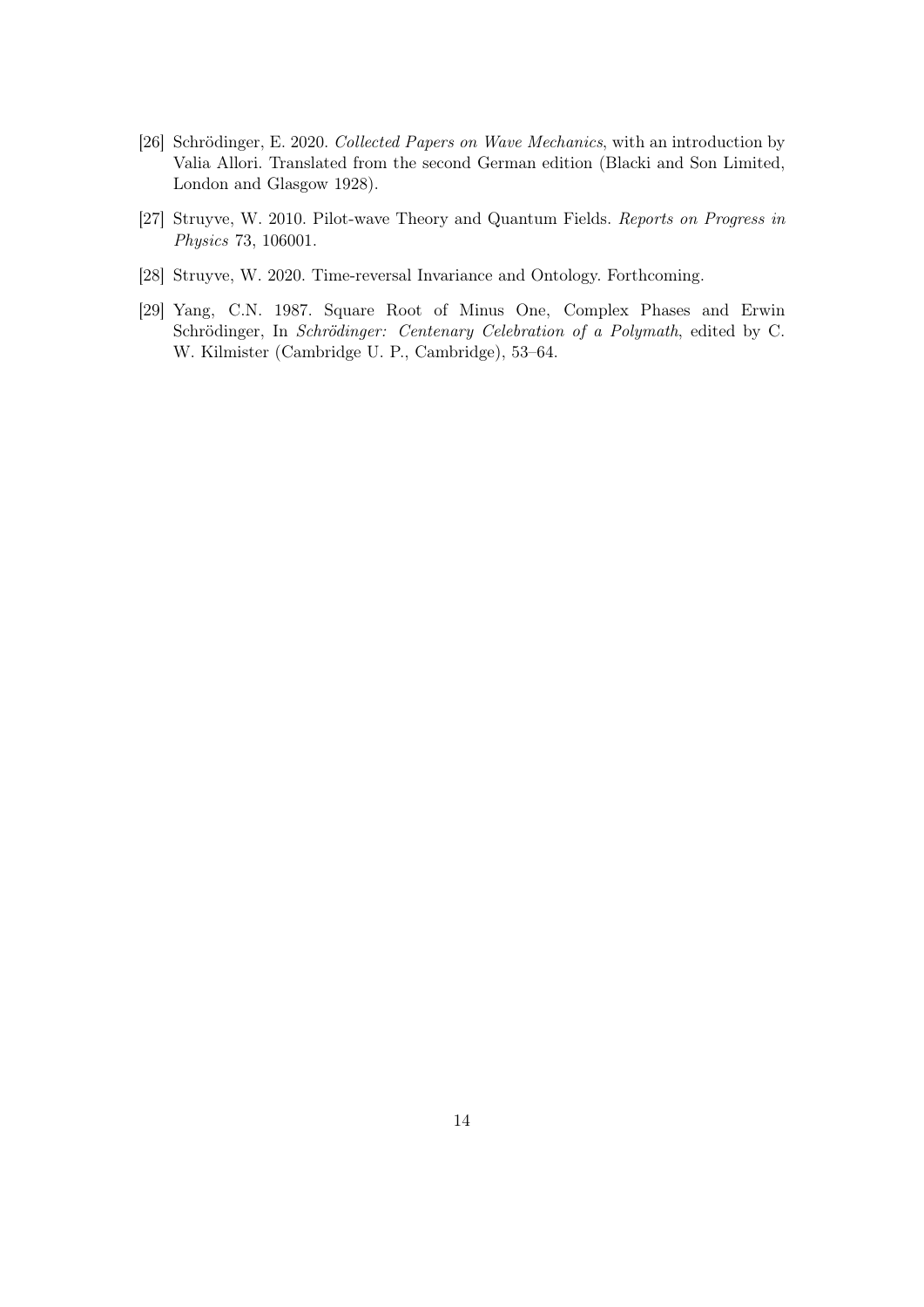[26] Schrödinger, E. 2020. *Collected Papers on Wave Mechanics*, with an introduction by Valia Allori. Translated from the second German edition (Blacki and Son Limited, London and Glasgow 1928).

[27] Struyve, W. 2010. Pilot-wave Theory and Quantum Fields. *Reports on Progress in Physics* 73, 106001.

[28] Struyve, W. 2020. Time-reversal Invariance and Ontology. Forthcoming.

[29] Yang, C.N. 1987. Square Root of Minus One, Complex Phases and Erwin Schrödinger, In *Schrödinger: Centenary Celebration of a Polymath*, edited by C. W. Kilmister (Cambridge U. P., Cambridge), 53–64.